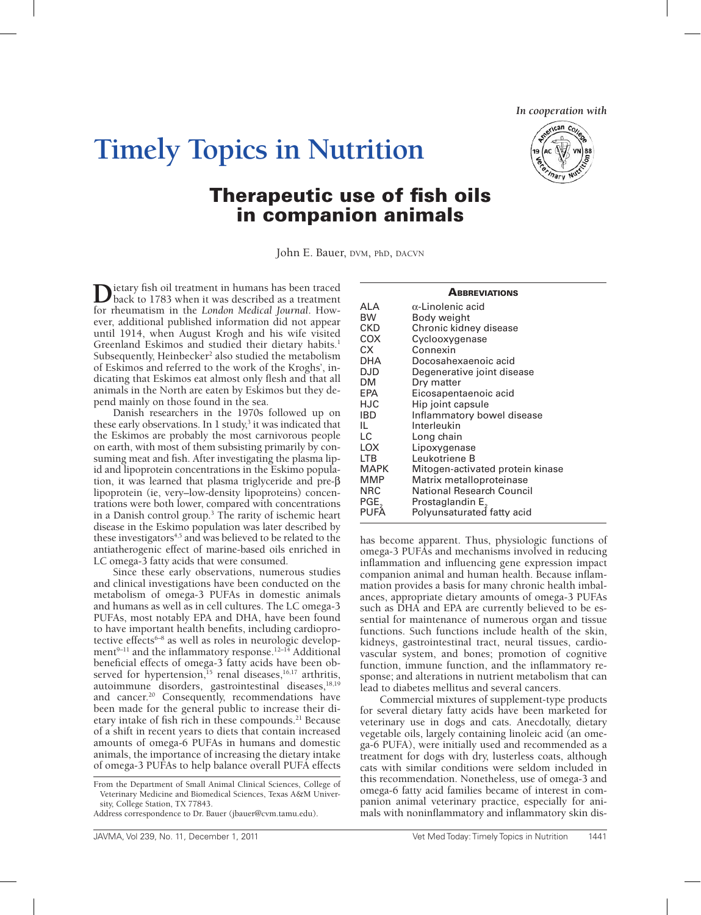*In cooperation with*

# Timely Topics in Nutrition

## Therapeutic use of fish oils in companion animals

John E. Bauer, DVM, PhD, DACVN

Dietary fish oil treatment in humans has been traced back to 1783 when it was described as a treatment for rheumatism in the *London Medical Journal*. However, additional published information did not appear until 1914, when August Krogh and his wife visited Greenland Eskimos and studied their dietary habits.[1] Subsequently, Heinbecker[2] also studied the metabolism of Eskimos and referred to the work of the Kroghs', indicating that Eskimos eat almost only flesh and that all animals in the North are eaten by Eskimos but they depend mainly on those found in the sea.

Danish researchers in the 1970s followed up on these early observations. In 1 study,[3] it was indicated that the Eskimos are probably the most carnivorous people on earth, with most of them subsisting primarily by consuming meat and fish. After investigating the plasma lipid and lipoprotein concentrations in the Eskimo population, it was learned that plasma triglyceride and pre-β lipoprotein (ie, very–low-density lipoproteins) concentrations were both lower, compared with concentrations in a Danish control group.[3] The rarity of ischemic heart disease in the Eskimo population was later described by these investigators[4,5] and was believed to be related to the antiatherogenic effect of marine-based oils enriched in LC omega-3 fatty acids that were consumed.

Since these early observations, numerous studies and clinical investigations have been conducted on the metabolism of omega-3 PUFAs in domestic animals and humans as well as in cell cultures. The LC omega-3 PUFAs, most notably EPA and DHA, have been found to have important health benefits, including cardioprotective effects[6–8] as well as roles in neurologic development[9–11] and the inflammatory response.[12–14] Additional beneficial effects of omega-3 fatty acids have been observed for hypertension,[15] renal diseases,[16,17] arthritis, autoimmune disorders, gastrointestinal diseases,[18,19] and cancer.[20] Consequently, recommendations have been made for the general public to increase their dietary intake of fish rich in these compounds.[21] Because of a shift in recent years to diets that contain increased amounts of omega-6 PUFAs in humans and domestic animals, the importance of increasing the dietary intake of omega-3 PUFAs to help balance overall PUFA effects has become apparent. Thus, physiologic functions of omega-3 PUFAs and mechanisms involved in reducing inflammation and influencing gene expression impact companion animal and human health. Because inflammation provides a basis for many chronic health imbalances, appropriate dietary amounts of omega-3 PUFAs such as DHA and EPA are currently believed to be essential for maintenance of numerous organ and tissue functions. Such functions include health of the skin, kidneys, gastrointestinal tract, neural tissues, cardiovascular system, and bones; promotion of cognitive function, immune function, and the inflammatory response; and alterations in nutrient metabolism that can lead to diabetes mellitus and several cancers.

Commercial mixtures of supplement-type products for several dietary fatty acids have been marketed for veterinary use in dogs and cats. Anecdotally, dietary vegetable oils, largely containing linoleic acid (an omega-6 PUFA), were initially used and recommended as a treatment for dogs with dry, lusterless coats, although cats with similar conditions were seldom included in this recommendation. Nonetheless, use of omega-3 and omega-6 fatty acid families became of interest in companion animal veterinary practice, especially for animals with noninflammatory and inflammatory skin dis-

| Abbreviations | |
|---|---|
| ALA | α-Linolenic acid |
| BW | Body weight |
| CKD | Chronic kidney disease |
| COX | Cyclooxygenase |
| CX | Connexin |
| DHA | Docosahexaenoic acid |
| DJD | Degenerative joint disease |
| DM | Dry matter |
| EPA | Eicosapentaenoic acid |
| HJC | Hip joint capsule |
| IBD | Inflammatory bowel disease |
| IL | Interleukin |
| LC | Long chain |
| LOX | Lipoxygenase |
| LTB | Leukotriene B |
| MAPK | Mitogen-activated protein kinase |
| MMP | Matrix metalloproteinase |
| NRC | National Research Council |
| $PGE_2$ | Prostaglandin $E_2$ |
| PUFA | Polyunsaturated fatty acid |

From the Department of Small Animal Clinical Sciences, College of Veterinary Medicine and Biomedical Sciences, Texas A&M University, College Station, TX 77843.

Address correspondence to Dr. Bauer (jbauer@cvm.tamu.edu).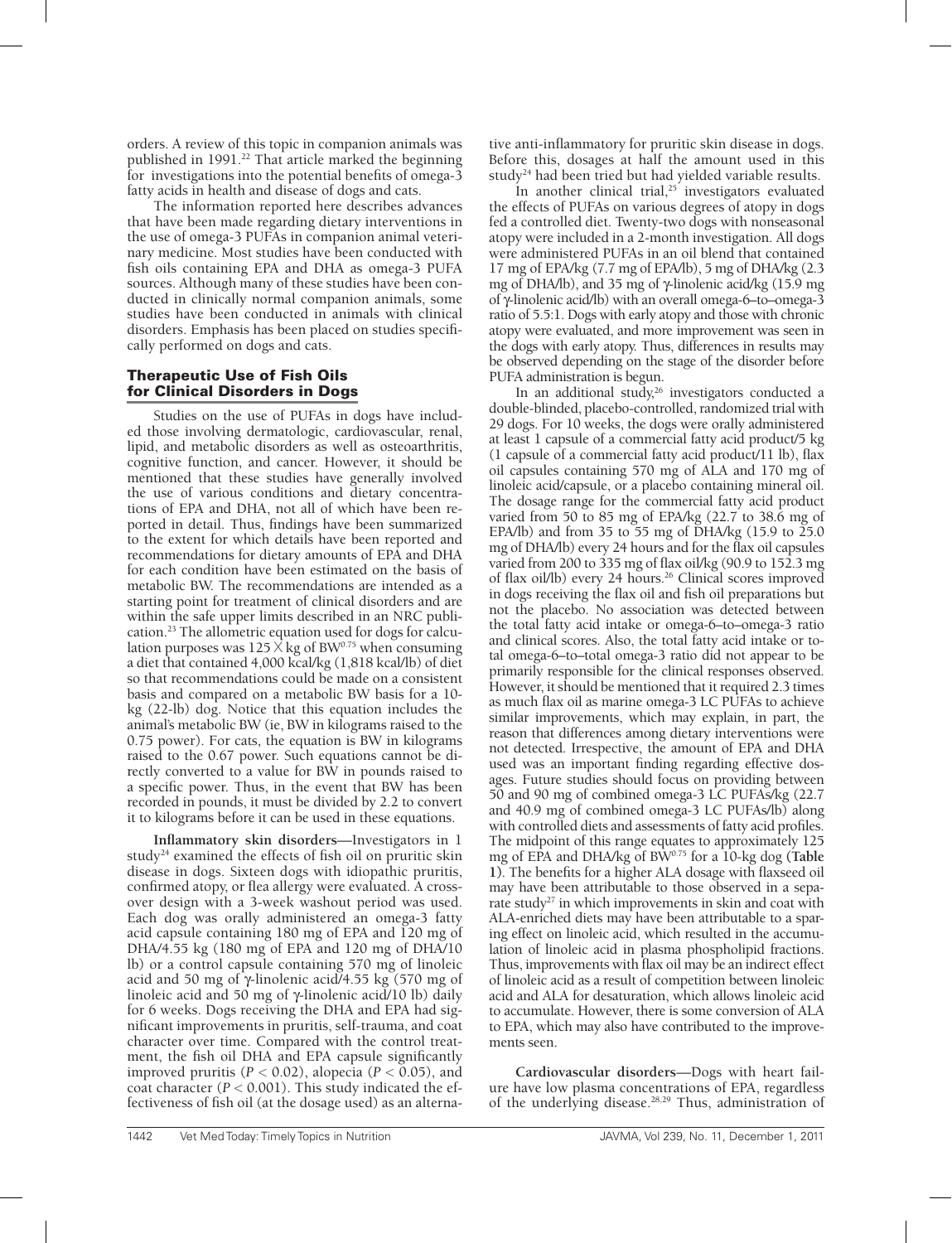orders. A review of this topic in companion animals was published in 1991.[22] That article marked the beginning for investigations into the potential benefits of omega-3 fatty acids in health and disease of dogs and cats.

The information reported here describes advances that have been made regarding dietary interventions in the use of omega-3 PUFAs in companion animal veterinary medicine. Most studies have been conducted with fish oils containing EPA and DHA as omega-3 PUFA sources. Although many of these studies have been conducted in clinically normal companion animals, some studies have been conducted in animals with clinical disorders. Emphasis has been placed on studies specifically performed on dogs and cats.

## Therapeutic Use of Fish Oils for Clinical Disorders in Dogs

Studies on the use of PUFAs in dogs have included those involving dermatologic, cardiovascular, renal, lipid, and metabolic disorders as well as osteoarthritis, cognitive function, and cancer. However, it should be mentioned that these studies have generally involved the use of various conditions and dietary concentrations of EPA and DHA, not all of which have been reported in detail. Thus, findings have been summarized to the extent for which details have been reported and recommendations for dietary amounts of EPA and DHA for each condition have been estimated on the basis of metabolic BW. The recommendations are intended as a starting point for treatment of clinical disorders and are within the safe upper limits described in an NRC publication.[23] The allometric equation used for dogs for calculation purposes was $125 \times$ kg of $BW^{0.75}$ when consuming a diet that contained 4,000 kcal/kg (1,818 kcal/lb) of diet so that recommendations could be made on a consistent basis and compared on a metabolic BW basis for a 10-kg (22-lb) dog. Notice that this equation includes the animal's metabolic BW (ie, BW in kilograms raised to the 0.75 power). For cats, the equation is BW in kilograms raised to the 0.67 power. Such equations cannot be directly converted to a value for BW in pounds raised to a specific power. Thus, in the event that BW has been recorded in pounds, it must be divided by 2.2 to convert it to kilograms before it can be used in these equations.

**Inflammatory skin disorders**—Investigators in 1 study[24] examined the effects of fish oil on pruritic skin disease in dogs. Sixteen dogs with idiopathic pruritis, confirmed atopy, or flea allergy were evaluated. A crossover design with a 3-week washout period was used. Each dog was orally administered an omega-3 fatty acid capsule containing 180 mg of EPA and 120 mg of DHA/4.55 kg (180 mg of EPA and 120 mg of DHA/10 lb) or a control capsule containing 570 mg of linoleic acid and 50 mg of γ-linolenic acid/4.55 kg (570 mg of linoleic acid and 50 mg of γ-linolenic acid/10 lb) daily for 6 weeks. Dogs receiving the DHA and EPA had significant improvements in pruritis, self-trauma, and coat character over time. Compared with the control treatment, the fish oil DHA and EPA capsule significantly improved pruritis ($P < 0.02$), alopecia ($P < 0.05$), and coat character ($P < 0.001$). This study indicated the effectiveness of fish oil (at the dosage used) as an alternative anti-inflammatory for pruritic skin disease in dogs. Before this, dosages at half the amount used in this study[24] had been tried but had yielded variable results.

In another clinical trial,[25] investigators evaluated the effects of PUFAs on various degrees of atopy in dogs fed a controlled diet. Twenty-two dogs with nonseasonal atopy were included in a 2-month investigation. All dogs were administered PUFAs in an oil blend that contained 17 mg of EPA/kg (7.7 mg of EPA/lb), 5 mg of DHA/kg (2.3 mg of DHA/lb), and 35 mg of γ-linolenic acid/kg (15.9 mg of γ-linolenic acid/lb) with an overall omega-6–to–omega-3 ratio of 5.5:1. Dogs with early atopy and those with chronic atopy were evaluated, and more improvement was seen in the dogs with early atopy. Thus, differences in results may be observed depending on the stage of the disorder before PUFA administration is begun.

In an additional study,[26] investigators conducted a double-blinded, placebo-controlled, randomized trial with 29 dogs. For 10 weeks, the dogs were orally administered at least 1 capsule of a commercial fatty acid product/5 kg (1 capsule of a commercial fatty acid product/11 lb), flax oil capsules containing 570 mg of ALA and 170 mg of linoleic acid/capsule, or a placebo containing mineral oil. The dosage range for the commercial fatty acid product varied from 50 to 85 mg of EPA/kg (22.7 to 38.6 mg of EPA/lb) and from 35 to 55 mg of DHA/kg (15.9 to 25.0 mg of DHA/lb) every 24 hours and for the flax oil capsules varied from 200 to 335 mg of flax oil/kg (90.9 to 152.3 mg of flax oil/lb) every 24 hours.[26] Clinical scores improved in dogs receiving the flax oil and fish oil preparations but not the placebo. No association was detected between the total fatty acid intake or omega-6–to–omega-3 ratio and clinical scores. Also, the total fatty acid intake or total omega-6–to–total omega-3 ratio did not appear to be primarily responsible for the clinical responses observed. However, it should be mentioned that it required 2.3 times as much flax oil as marine omega-3 LC PUFAs to achieve similar improvements, which may explain, in part, the reason that differences among dietary interventions were not detected. Irrespective, the amount of EPA and DHA used was an important finding regarding effective dosages. Future studies should focus on providing between 50 and 90 mg of combined omega-3 LC PUFAs/kg (22.7 and 40.9 mg of combined omega-3 LC PUFAs/lb) along with controlled diets and assessments of fatty acid profiles. The midpoint of this range equates to approximately 125 mg of EPA and DHA/kg of $BW^{0.75}$ for a 10-kg dog (**Table 1**). The benefits for a higher ALA dosage with flaxseed oil may have been attributable to those observed in a separate study[27] in which improvements in skin and coat with ALA-enriched diets may have been attributable to a sparing effect on linoleic acid, which resulted in the accumulation of linoleic acid in plasma phospholipid fractions. Thus, improvements with flax oil may be an indirect effect of linoleic acid as a result of competition between linoleic acid and ALA for desaturation, which allows linoleic acid to accumulate. However, there is some conversion of ALA to EPA, which may also have contributed to the improvements seen.

**Cardiovascular disorders**—Dogs with heart failure have low plasma concentrations of EPA, regardless of the underlying disease.[28,29] Thus, administration of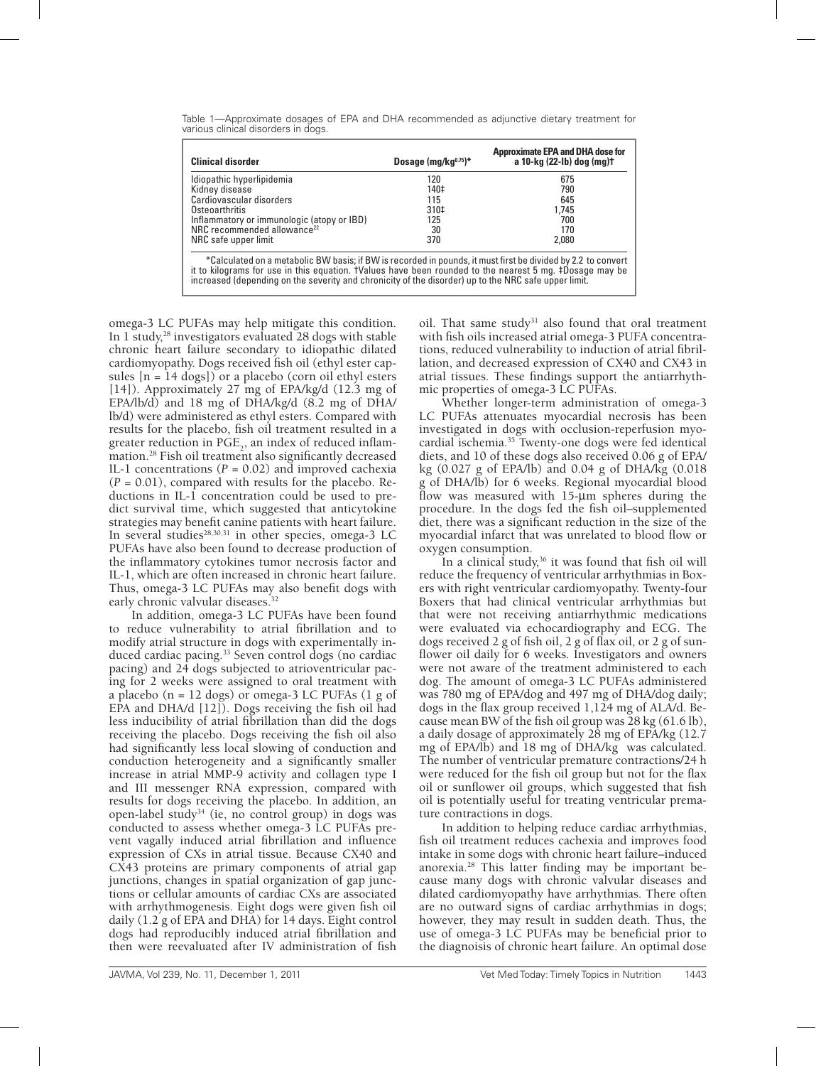Table 1—Approximate dosages of EPA and DHA recommended as adjunctive dietary treatment for various clinical disorders in dogs.

| Clinical disorder | Dosage (mg/kg$^{0.75}$)* | Approximate EPA and DHA dose for a 10-kg (22-lb) dog (mg)† |
|---|---|---|
| Idiopathic hyperlipidemia | 120 | 675 |
| Kidney disease | 140‡ | 790 |
| Cardiovascular disorders | 115 | 645 |
| Osteoarthritis | 310‡ | 1,745 |
| Inflammatory or immunologic (atopy or IBD) | 125 | 700 |
| NRC recommended allowance[22] | 30 | 170 |
| NRC safe upper limit | 370 | 2,080 |

*Calculated on a metabolic BW basis; if BW is recorded in pounds, it must first be divided by 2.2 to convert it to kilograms for use in this equation. †Values have been rounded to the nearest 5 mg. ‡Dosage may be increased (depending on the severity and chronicity of the disorder) up to the NRC safe upper limit.

omega-3 LC PUFAs may help mitigate this condition. In 1 study,[28] investigators evaluated 28 dogs with stable chronic heart failure secondary to idiopathic dilated cardiomyopathy. Dogs received fish oil (ethyl ester capsules [n = 14 dogs]) or a placebo (corn oil ethyl esters [14]). Approximately 27 mg of EPA/kg/d (12.3 mg of EPA/lb/d) and 18 mg of DHA/kg/d (8.2 mg of DHA/lb/d) were administered as ethyl esters. Compared with results for the placebo, fish oil treatment resulted in a greater reduction in $PGE_2$, an index of reduced inflammation.[28] Fish oil treatment also significantly decreased IL-1 concentrations ($P = 0.02$) and improved cachexia ($P = 0.01$), compared with results for the placebo. Reductions in IL-1 concentration could be used to predict survival time, which suggested that anticytokine strategies may benefit canine patients with heart failure. In several studies[28,30,31] in other species, omega-3 LC PUFAs have also been found to decrease production of the inflammatory cytokines tumor necrosis factor and IL-1, which are often increased in chronic heart failure. Thus, omega-3 LC PUFAs may also benefit dogs with early chronic valvular diseases.[32]

In addition, omega-3 LC PUFAs have been found to reduce vulnerability to atrial fibrillation and to modify atrial structure in dogs with experimentally induced cardiac pacing.[33] Seven control dogs (no cardiac pacing) and 24 dogs subjected to atrioventricular pacing for 2 weeks were assigned to oral treatment with a placebo (n = 12 dogs) or omega-3 LC PUFAs (1 g of EPA and DHA/d [12]). Dogs receiving the fish oil had less inducibility of atrial fibrillation than did the dogs receiving the placebo. Dogs receiving the fish oil also had significantly less local slowing of conduction and conduction heterogeneity and a significantly smaller increase in atrial MMP-9 activity and collagen type I and III messenger RNA expression, compared with results for dogs receiving the placebo. In addition, an open-label study[34] (ie, no control group) in dogs was conducted to assess whether omega-3 LC PUFAs prevent vagally induced atrial fibrillation and influence expression of CXs in atrial tissue. Because CX40 and CX43 proteins are primary components of atrial gap junctions, changes in spatial organization of gap junctions or cellular amounts of cardiac CXs are associated with arrhythmogenesis. Eight dogs were given fish oil daily (1.2 g of EPA and DHA) for 14 days. Eight control dogs had reproducibly induced atrial fibrillation and then were reevaluated after IV administration of fish oil. That same study[31] also found that oral treatment with fish oils increased atrial omega-3 PUFA concentrations, reduced vulnerability to induction of atrial fibrillation, and decreased expression of CX40 and CX43 in atrial tissues. These findings support the antiarrhythmic properties of omega-3 LC PUFAs.

Whether longer-term administration of omega-3 LC PUFAs attenuates myocardial necrosis has been investigated in dogs with occlusion-reperfusion myocardial ischemia.[35] Twenty-one dogs were fed identical diets, and 10 of these dogs also received 0.06 g of EPA/kg (0.027 g of EPA/lb) and 0.04 g of DHA/kg (0.018 g of DHA/lb) for 6 weeks. Regional myocardial blood flow was measured with 15-µm spheres during the procedure. In the dogs fed the fish oil–supplemented diet, there was a significant reduction in the size of the myocardial infarct that was unrelated to blood flow or oxygen consumption.

In a clinical study,[36] it was found that fish oil will reduce the frequency of ventricular arrhythmias in Boxers with right ventricular cardiomyopathy. Twenty-four Boxers that had clinical ventricular arrhythmias but that were not receiving antiarrhythmic medications were evaluated via echocardiography and ECG. The dogs received 2 g of fish oil, 2 g of flax oil, or 2 g of sunflower oil daily for 6 weeks. Investigators and owners were not aware of the treatment administered to each dog. The amount of omega-3 LC PUFAs administered was 780 mg of EPA/dog and 497 mg of DHA/dog daily; dogs in the flax group received 1,124 mg of ALA/d. Because mean BW of the fish oil group was 28 kg (61.6 lb), a daily dosage of approximately 28 mg of EPA/kg (12.7 mg of EPA/lb) and 18 mg of DHA/kg was calculated. The number of ventricular premature contractions/24 h were reduced for the fish oil group but not for the flax oil or sunflower oil groups, which suggested that fish oil is potentially useful for treating ventricular premature contractions in dogs.

In addition to helping reduce cardiac arrhythmias, fish oil treatment reduces cachexia and improves food intake in some dogs with chronic heart failure–induced anorexia.[28] This latter finding may be important because many dogs with chronic valvular diseases and dilated cardiomyopathy have arrhythmias. There often are no outward signs of cardiac arrhythmias in dogs; however, they may result in sudden death. Thus, the use of omega-3 LC PUFAs may be beneficial prior to the diagnoisis of chronic heart failure. An optimal dose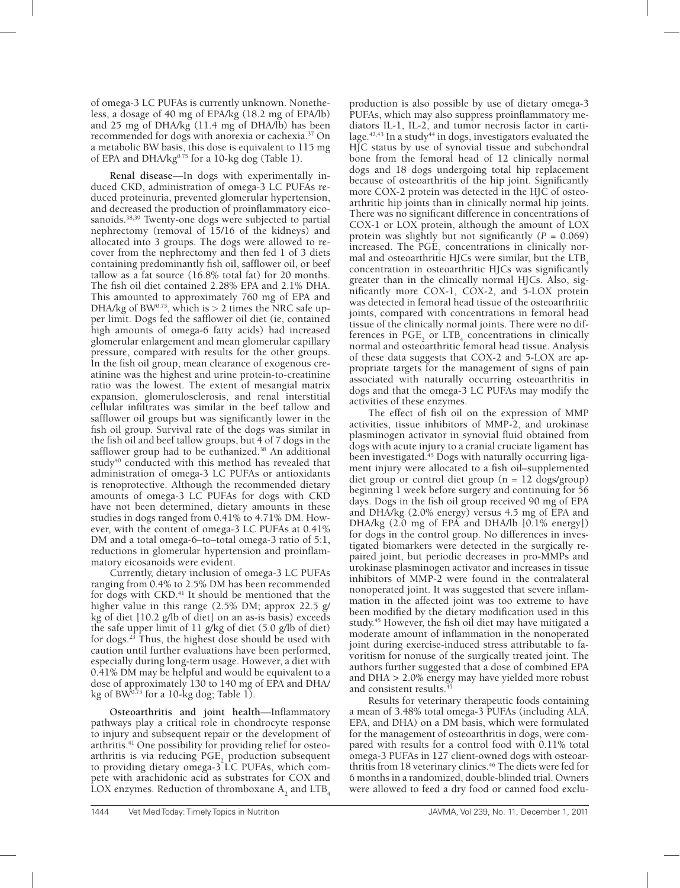of omega-3 LC PUFAs is currently unknown. Nonetheless, a dosage of 40 mg of EPA/kg (18.2 mg of EPA/lb) and 25 mg of DHA/kg (11.4 mg of DHA/lb) has been recommended for dogs with anorexia or cachexia.[37] On a metabolic BW basis, this dose is equivalent to 115 mg of EPA and DHA/kg$^{0.75}$ for a 10-kg dog (Table 1).

**Renal disease**—In dogs with experimentally induced CKD, administration of omega-3 LC PUFAs reduced proteinuria, prevented glomerular hypertension, and decreased the production of proinflammatory eicosanoids.[38,39] Twenty-one dogs were subjected to partial nephrectomy (removal of 15/16 of the kidneys) and allocated into 3 groups. The dogs were allowed to recover from the nephrectomy and then fed 1 of 3 diets containing predominantly fish oil, safflower oil, or beef tallow as a fat source (16.8% total fat) for 20 months. The fish oil diet contained 2.28% EPA and 2.1% DHA. This amounted to approximately 760 mg of EPA and DHA/kg of BW$^{0.75}$, which is > 2 times the NRC safe upper limit. Dogs fed the safflower oil diet (ie, contained high amounts of omega-6 fatty acids) had increased glomerular enlargement and mean glomerular capillary pressure, compared with results for the other groups. In the fish oil group, mean clearance of exogenous creatinine was the highest and urine protein-to-creatinine ratio was the lowest. The extent of mesangial matrix expansion, glomerulosclerosis, and renal interstitial cellular infiltrates was similar in the beef tallow and safflower oil groups but was significantly lower in the fish oil group. Survival rate of the dogs was similar in the fish oil and beef tallow groups, but 4 of 7 dogs in the safflower group had to be euthanized.[38] An additional study[40] conducted with this method has revealed that administration of omega-3 LC PUFAs or antioxidants is renoprotective. Although the recommended dietary amounts of omega-3 LC PUFAs for dogs with CKD have not been determined, dietary amounts in these studies in dogs ranged from 0.41% to 4.71% DM. However, with the content of omega-3 LC PUFAs at 0.41% DM and a total omega-6–to–total omega-3 ratio of 5:1, reductions in glomerular hypertension and proinflammatory eicosanoids were evident.

Currently, dietary inclusion of omega-3 LC PUFAs ranging from 0.4% to 2.5% DM has been recommended for dogs with CKD.[41] It should be mentioned that the higher value in this range (2.5% DM; approx 22.5 g/kg of diet [10.2 g/lb of diet] on an as-is basis) exceeds the safe upper limit of 11 g/kg of diet (5.0 g/lb of diet) for dogs.[23] Thus, the highest dose should be used with caution until further evaluations have been performed, especially during long-term usage. However, a diet with 0.41% DM may be helpful and would be equivalent to a dose of approximately 130 to 140 mg of EPA and DHA/kg of BW$^{0.75}$ for a 10-kg dog; Table 1).

**Osteoarthritis and joint health**—Inflammatory pathways play a critical role in chondrocyte response to injury and subsequent repair or the development of arthritis.[41] One possibility for providing relief for osteoarthritis is via reducing $PGE_2$ production subsequent to providing dietary omega-3 LC PUFAs, which compete with arachidonic acid as substrates for COX and LOX enzymes. Reduction of thromboxane $A_2$ and $LTB_4$ production is also possible by use of dietary omega-3 PUFAs, which may also suppress proinflammatory mediators IL-1, IL-2, and tumor necrosis factor in cartilage.[42,43] In a study[44] in dogs, investigators evaluated the HJC status by use of synovial tissue and subchondral bone from the femoral head of 12 clinically normal dogs and 18 dogs undergoing total hip replacement because of osteoarthritis of the hip joint. Significantly more COX-2 protein was detected in the HJC of osteoarthritic hip joints than in clinically normal hip joints. There was no significant difference in concentrations of COX-1 or LOX protein, although the amount of LOX protein was slightly but not significantly ($P = 0.069$) increased. The $PGE_2$ concentrations in clinically normal and osteoarthritic HJCs were similar, but the $LTB_4$ concentration in osteoarthritic HJCs was significantly greater than in the clinically normal HJCs. Also, significantly more COX-1, COX-2, and 5-LOX protein was detected in femoral head tissue of the osteoarthritic joints, compared with concentrations in femoral head tissue of the clinically normal joints. There were no differences in $PGE_2$ or $LTB_4$ concentrations in clinically normal and osteoarthritic femoral head tissue. Analysis of these data suggests that COX-2 and 5-LOX are appropriate targets for the management of signs of pain associated with naturally occurring osteoarthritis in dogs and that the omega-3 LC PUFAs may modify the activities of these enzymes.

The effect of fish oil on the expression of MMP activities, tissue inhibitors of MMP-2, and urokinase plasminogen activator in synovial fluid obtained from dogs with acute injury to a cranial cruciate ligament has been investigated.[45] Dogs with naturally occurring ligament injury were allocated to a fish oil–supplemented diet group or control diet group (n = 12 dogs/group) beginning 1 week before surgery and continuing for 56 days. Dogs in the fish oil group received 90 mg of EPA and DHA/kg (2.0% energy) versus 4.5 mg of EPA and DHA/kg (2.0 mg of EPA and DHA/lb [0.1% energy]) for dogs in the control group. No differences in investigated biomarkers were detected in the surgically repaired joint, but periodic decreases in pro-MMPs and urokinase plasminogen activator and increases in tissue inhibitors of MMP-2 were found in the contralateral nonoperated joint. It was suggested that severe inflammation in the affected joint was too extreme to have been modified by the dietary modification used in this study.[45] However, the fish oil diet may have mitigated a moderate amount of inflammation in the nonoperated joint during exercise-induced stress attributable to favoritism for nonuse of the surgically treated joint. The authors further suggested that a dose of combined EPA and DHA > 2.0% energy may have yielded more robust and consistent results.[45]

Results for veterinary therapeutic foods containing a mean of 3.48% total omega-3 PUFAs (including ALA, EPA, and DHA) on a DM basis, which were formulated for the management of osteoarthritis in dogs, were compared with results for a control food with 0.11% total omega-3 PUFAs in 127 client-owned dogs with osteoarthritis from 18 veterinary clinics.[46] The diets were fed for 6 months in a randomized, double-blinded trial. Owners were allowed to feed a dry food or canned food exclu-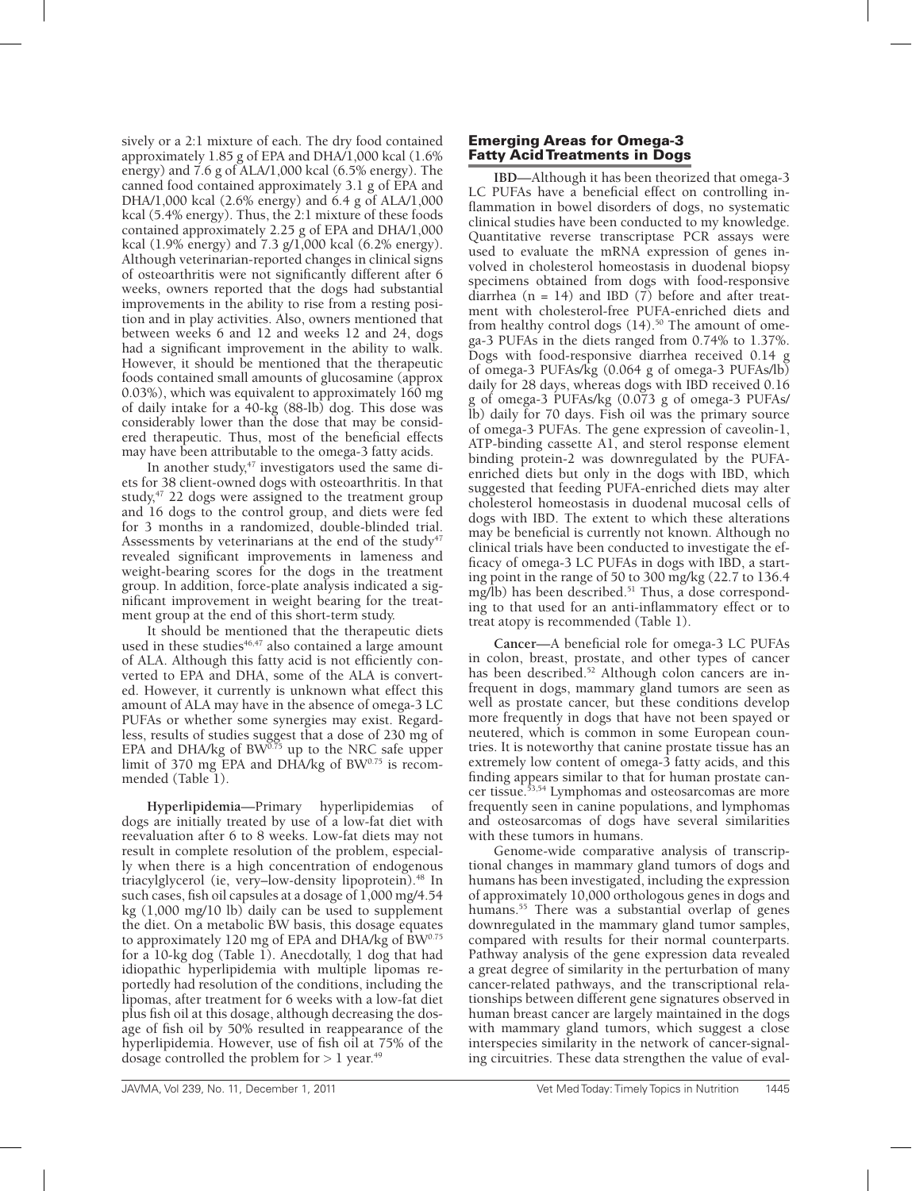sively or a 2:1 mixture of each. The dry food contained approximately 1.85 g of EPA and DHA/1,000 kcal (1.6% energy) and 7.6 g of ALA/1,000 kcal (6.5% energy). The canned food contained approximately 3.1 g of EPA and DHA/1,000 kcal (2.6% energy) and 6.4 g of ALA/1,000 kcal (5.4% energy). Thus, the 2:1 mixture of these foods contained approximately 2.25 g of EPA and DHA/1,000 kcal (1.9% energy) and 7.3 g/1,000 kcal (6.2% energy). Although veterinarian-reported changes in clinical signs of osteoarthritis were not significantly different after 6 weeks, owners reported that the dogs had substantial improvements in the ability to rise from a resting position and in play activities. Also, owners mentioned that between weeks 6 and 12 and weeks 12 and 24, dogs had a significant improvement in the ability to walk. However, it should be mentioned that the therapeutic foods contained small amounts of glucosamine (approx 0.03%), which was equivalent to approximately 160 mg of daily intake for a 40-kg (88-lb) dog. This dose was considerably lower than the dose that may be considered therapeutic. Thus, most of the beneficial effects may have been attributable to the omega-3 fatty acids.

In another study,[47] investigators used the same diets for 38 client-owned dogs with osteoarthritis. In that study,[47] 22 dogs were assigned to the treatment group and 16 dogs to the control group, and diets were fed for 3 months in a randomized, double-blinded trial. Assessments by veterinarians at the end of the study[47] revealed significant improvements in lameness and weight-bearing scores for the dogs in the treatment group. In addition, force-plate analysis indicated a significant improvement in weight bearing for the treatment group at the end of this short-term study.

It should be mentioned that the therapeutic diets used in these studies[46,47] also contained a large amount of ALA. Although this fatty acid is not efficiently converted to EPA and DHA, some of the ALA is converted. However, it currently is unknown what effect this amount of ALA may have in the absence of omega-3 LC PUFAs or whether some synergies may exist. Regardless, results of studies suggest that a dose of 230 mg of EPA and DHA/kg of $BW^{0.75}$ up to the NRC safe upper limit of 370 mg EPA and DHA/kg of $BW^{0.75}$ is recommended (Table 1).

**Hyperlipidemia**—Primary hyperlipidemias of dogs are initially treated by use of a low-fat diet with reevaluation after 6 to 8 weeks. Low-fat diets may not result in complete resolution of the problem, especially when there is a high concentration of endogenous triacylglycerol (ie, very–low-density lipoprotein).[48] In such cases, fish oil capsules at a dosage of 1,000 mg/4.54 kg (1,000 mg/10 lb) daily can be used to supplement the diet. On a metabolic BW basis, this dosage equates to approximately 120 mg of EPA and DHA/kg of $BW^{0.75}$ for a 10-kg dog (Table 1). Anecdotally, 1 dog that had idiopathic hyperlipidemia with multiple lipomas reportedly had resolution of the conditions, including the lipomas, after treatment for 6 weeks with a low-fat diet plus fish oil at this dosage, although decreasing the dosage of fish oil by 50% resulted in reappearance of the hyperlipidemia. However, use of fish oil at 75% of the dosage controlled the problem for > 1 year.[49]

## Emerging Areas for Omega-3 Fatty Acid Treatments in Dogs

**IBD**—Although it has been theorized that omega-3 LC PUFAs have a beneficial effect on controlling inflammation in bowel disorders of dogs, no systematic clinical studies have been conducted to my knowledge. Quantitative reverse transcriptase PCR assays were used to evaluate the mRNA expression of genes involved in cholesterol homeostasis in duodenal biopsy specimens obtained from dogs with food-responsive diarrhea (n = 14) and IBD (7) before and after treatment with cholesterol-free PUFA-enriched diets and from healthy control dogs (14).[50] The amount of omega-3 PUFAs in the diets ranged from 0.74% to 1.37%. Dogs with food-responsive diarrhea received 0.14 g of omega-3 PUFAs/kg (0.064 g of omega-3 PUFAs/lb) daily for 28 days, whereas dogs with IBD received 0.16 g of omega-3 PUFAs/kg (0.073 g of omega-3 PUFAs/lb) daily for 70 days. Fish oil was the primary source of omega-3 PUFAs. The gene expression of caveolin-1, ATP-binding cassette A1, and sterol response element binding protein-2 was downregulated by the PUFA-enriched diets but only in the dogs with IBD, which suggested that feeding PUFA-enriched diets may alter cholesterol homeostasis in duodenal mucosal cells of dogs with IBD. The extent to which these alterations may be beneficial is currently not known. Although no clinical trials have been conducted to investigate the efficacy of omega-3 LC PUFAs in dogs with IBD, a starting point in the range of 50 to 300 mg/kg (22.7 to 136.4 mg/lb) has been described.[51] Thus, a dose corresponding to that used for an anti-inflammatory effect or to treat atopy is recommended (Table 1).

**Cancer**—A beneficial role for omega-3 LC PUFAs in colon, breast, prostate, and other types of cancer has been described.[52] Although colon cancers are infrequent in dogs, mammary gland tumors are seen as well as prostate cancer, but these conditions develop more frequently in dogs that have not been spayed or neutered, which is common in some European countries. It is noteworthy that canine prostate tissue has an extremely low content of omega-3 fatty acids, and this finding appears similar to that for human prostate cancer tissue.[53,54] Lymphomas and osteosarcomas are more frequently seen in canine populations, and lymphomas and osteosarcomas of dogs have several similarities with these tumors in humans.

Genome-wide comparative analysis of transcriptional changes in mammary gland tumors of dogs and humans has been investigated, including the expression of approximately 10,000 orthologous genes in dogs and humans.[55] There was a substantial overlap of genes downregulated in the mammary gland tumor samples, compared with results for their normal counterparts. Pathway analysis of the gene expression data revealed a great degree of similarity in the perturbation of many cancer-related pathways, and the transcriptional relationships between different gene signatures observed in human breast cancer are largely maintained in the dogs with mammary gland tumors, which suggest a close interspecies similarity in the network of cancer-signaling circuitries. These data strengthen the value of eval-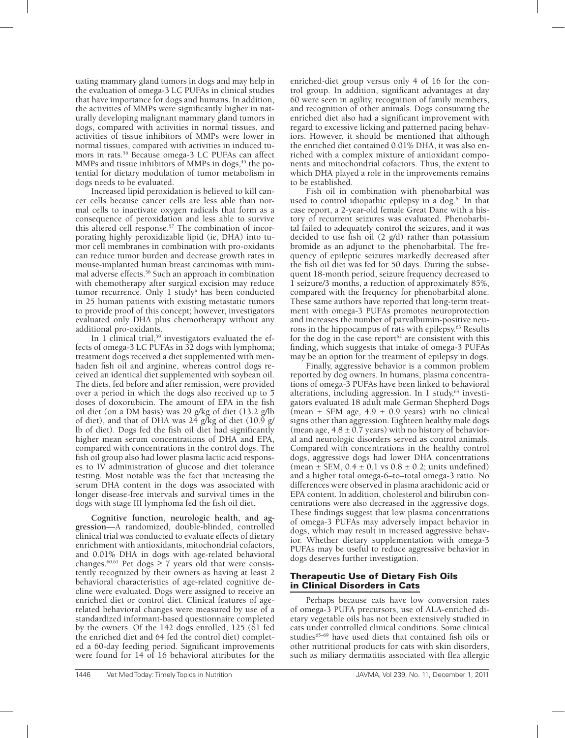uating mammary gland tumors in dogs and may help in the evaluation of omega-3 LC PUFAs in clinical studies that have importance for dogs and humans. In addition, the activities of MMPs were significantly higher in naturally developing malignant mammary gland tumors in dogs, compared with activities in normal tissues, and activities of tissue inhibitors of MMPs were lower in normal tissues, compared with activities in induced tumors in rats.[56] Because omega-3 LC PUFAs can affect MMPs and tissue inhibitors of MMPs in dogs,[45] the potential for dietary modulation of tumor metabolism in dogs needs to be evaluated.

Increased lipid peroxidation is believed to kill cancer cells because cancer cells are less able than normal cells to inactivate oxygen radicals that form as a consequence of peroxidation and less able to survive this altered cell response.[57] The combination of incorporating highly peroxidizable lipid (ie, DHA) into tumor cell membranes in combination with pro-oxidants can reduce tumor burden and decrease growth rates in mouse-implanted human breast carcinomas with minimal adverse effects.[58] Such an approach in combination with chemotherapy after surgical excision may reduce tumor recurrence. Only 1 study[a] has been conducted in 25 human patients with existing metastatic tumors to provide proof of this concept; however, investigators evaluated only DHA plus chemotherapy without any additional pro-oxidants.

In 1 clinical trial,[59] investigators evaluated the effects of omega-3 LC PUFAs in 32 dogs with lymphoma; treatment dogs received a diet supplemented with menhaden fish oil and arginine, whereas control dogs received an identical diet supplemented with soybean oil. The diets, fed before and after remission, were provided over a period in which the dogs also received up to 5 doses of doxorubicin. The amount of EPA in the fish oil diet (on a DM basis) was 29 g/kg of diet (13.2 g/lb of diet), and that of DHA was 24 g/kg of diet (10.9 g/lb of diet). Dogs fed the fish oil diet had significantly higher mean serum concentrations of DHA and EPA, compared with concentrations in the control dogs. The fish oil group also had lower plasma lactic acid responses to IV administration of glucose and diet tolerance testing. Most notable was the fact that increasing the serum DHA content in the dogs was associated with longer disease-free intervals and survival times in the dogs with stage III lymphoma fed the fish oil diet.

**Cognitive function, neurologic health, and aggression**—A randomized, double-blinded, controlled clinical trial was conducted to evaluate effects of dietary enrichment with antioxidants, mitochondrial cofactors, and 0.01% DHA in dogs with age-related behavioral changes.[60,61] Pet dogs ≥ 7 years old that were consistently recognized by their owners as having at least 2 behavioral characteristics of age-related cognitive decline were evaluated. Dogs were assigned to receive an enriched diet or control diet. Clinical features of age-related behavioral changes were measured by use of a standardized informant-based questionnaire completed by the owners. Of the 142 dogs enrolled, 125 (61 fed the enriched diet and 64 fed the control diet) completed a 60-day feeding period. Significant improvements were found for 14 of 16 behavioral attributes for the enriched-diet group versus only 4 of 16 for the control group. In addition, significant advantages at day 60 were seen in agility, recognition of family members, and recognition of other animals. Dogs consuming the enriched diet also had a significant improvement with regard to excessive licking and patterned pacing behaviors. However, it should be mentioned that although the enriched diet contained 0.01% DHA, it was also enriched with a complex mixture of antioxidant components and mitochondrial cofactors. Thus, the extent to which DHA played a role in the improvements remains to be established.

Fish oil in combination with phenobarbital was used to control idiopathic epilepsy in a dog.[62] In that case report, a 2-year-old female Great Dane with a history of recurrent seizures was evaluated. Phenobarbital failed to adequately control the seizures, and it was decided to use fish oil (2 g/d) rather than potassium bromide as an adjunct to the phenobarbital. The frequency of epileptic seizures markedly decreased after the fish oil diet was fed for 50 days. During the subsequent 18-month period, seizure frequency decreased to 1 seizure/3 months, a reduction of approximately 85%, compared with the frequency for phenobarbital alone. These same authors have reported that long-term treatment with omega-3 PUFAs promotes neuroprotection and increases the number of parvalbumin-positive neurons in the hippocampus of rats with epilepsy.[63] Results for the dog in the case report[62] are consistent with this finding, which suggests that intake of omega-3 PUFAs may be an option for the treatment of epilepsy in dogs.

Finally, aggressive behavior is a common problem reported by dog owners. In humans, plasma concentrations of omega-3 PUFAs have been linked to behavioral alterations, including aggression. In 1 study,[64] investigators evaluated 18 adult male German Shepherd Dogs (mean ± SEM age, 4.9 ± 0.9 years) with no clinical signs other than aggression. Eighteen healthy male dogs (mean age, 4.8 ± 0.7 years) with no history of behavioral and neurologic disorders served as control animals. Compared with concentrations in the healthy control dogs, aggressive dogs had lower DHA concentrations (mean ± SEM, 0.4 ± 0.1 vs 0.8 ± 0.2; units undefined) and a higher total omega-6–to–total omega-3 ratio. No differences were observed in plasma arachidonic acid or EPA content. In addition, cholesterol and bilirubin concentrations were also decreased in the aggressive dogs. These findings suggest that low plasma concentrations of omega-3 PUFAs may adversely impact behavior in dogs, which may result in increased aggressive behavior. Whether dietary supplementation with omega-3 PUFAs may be useful to reduce aggressive behavior in dogs deserves further investigation.

## Therapeutic Use of Dietary Fish Oils in Clinical Disorders in Cats

Perhaps because cats have low conversion rates of omega-3 PUFA precursors, use of ALA-enriched dietary vegetable oils has not been extensively studied in cats under controlled clinical conditions. Some clinical studies[65–69] have used diets that contained fish oils or other nutritional products for cats with skin disorders, such as miliary dermatitis associated with flea allergic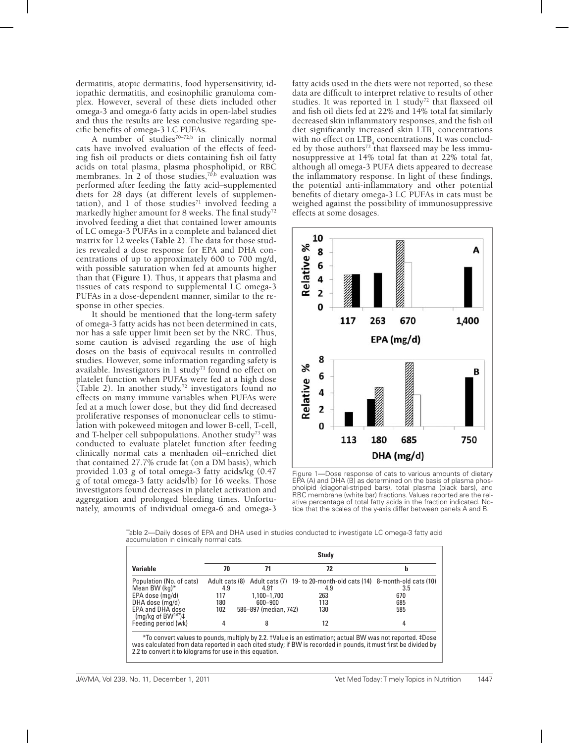dermatitis, atopic dermatitis, food hypersensitivity, idiopathic dermatitis, and eosinophilic granuloma complex. However, several of these diets included other omega-3 and omega-6 fatty acids in open-label studies and thus the results are less conclusive regarding specific benefits of omega-3 LC PUFAs.

A number of studies[70–72,b] in clinically normal cats have involved evaluation of the effects of feeding fish oil products or diets containing fish oil fatty acids on total plasma, plasma phospholipid, or RBC membranes. In 2 of those studies,[70,b] evaluation was performed after feeding the fatty acid–supplemented diets for 28 days (at different levels of supplementation), and 1 of those studies[71] involved feeding a markedly higher amount for 8 weeks. The final study[72] involved feeding a diet that contained lower amounts of LC omega-3 PUFAs in a complete and balanced diet matrix for 12 weeks (**Table 2**). The data for those studies revealed a dose response for EPA and DHA concentrations of up to approximately 600 to 700 mg/d, with possible saturation when fed at amounts higher than that (**Figure 1**). Thus, it appears that plasma and tissues of cats respond to supplemental LC omega-3 PUFAs in a dose-dependent manner, similar to the response in other species.

It should be mentioned that the long-term safety of omega-3 fatty acids has not been determined in cats, nor has a safe upper limit been set by the NRC. Thus, some caution is advised regarding the use of high doses on the basis of equivocal results in controlled studies. However, some information regarding safety is available. Investigators in 1 study[71] found no effect on platelet function when PUFAs were fed at a high dose (Table 2). In another study,[72] investigators found no effects on many immune variables when PUFAs were fed at a much lower dose, but they did find decreased proliferative responses of mononuclear cells to stimulation with pokeweed mitogen and lower B-cell, T-cell, and T-helper cell subpopulations. Another study[73] was conducted to evaluate platelet function after feeding clinically normal cats a menhaden oil–enriched diet that contained 27.7% crude fat (on a DM basis), which provided 1.03 g of total omega-3 fatty acids/kg (0.47 g of total omega-3 fatty acids/lb) for 16 weeks. Those investigators found decreases in platelet activation and aggregation and prolonged bleeding times. Unfortunately, amounts of individual omega-6 and omega-3 fatty acids used in the diets were not reported, so these data are difficult to interpret relative to results of other studies. It was reported in 1 study[72] that flaxseed oil and fish oil diets fed at 22% and 14% total fat similarly decreased skin inflammatory responses, and the fish oil diet significantly increased skin $LTB_5$ concentrations with no effect on $LTB_4$ concentrations. It was concluded by those authors[72] that flaxseed may be less immunosuppressive at 14% total fat than at 22% total fat, although all omega-3 PUFA diets appeared to decrease the inflammatory response. In light of these findings, the potential anti-inflammatory and other potential benefits of dietary omega-3 LC PUFAs in cats must be weighed against the possibility of immunosuppressive effects at some dosages.

Figure 1—Dose response of cats to various amounts of dietary EPA (A) and DHA (B) as determined on the basis of plasma phospholipid (diagonal-striped bars), total plasma (black bars), and RBC membrane (white bar) fractions. Values reported are the relative percentage of total fatty acids in the fraction indicated. Notice that the scales of the y-axis differ between panels A and B.

Table 2—Daily doses of EPA and DHA used in studies conducted to investigate LC omega-3 fatty acid accumulation in clinically normal cats.

| Variable | Study 70 | 71 | 72 | b |
|---|---|---|---|---|
| Population (No. of cats) | Adult cats (8) | Adult cats (7) | 19- to 20-month-old cats (14) | 8-month-old cats (10) |
| Mean BW (kg)* | 4.9 | 4.9† | 4.9 | 3.5 |
| EPA dose (mg/d) | 117 | 1,100–1,700 | 263 | 670 |
| DHA dose (mg/d) | 180 | 600–900 | 113 | 685 |
| EPA and DHA dose (mg/kg of $BW^{0.67}$)‡ | 102 | 586–897 (median, 742) | 130 | 585 |
| Feeding period (wk) | 4 | 8 | 12 | 4 |

*To convert values to pounds, multiply by 2.2. †Value is an estimation; actual BW was not reported. ‡Dose was calculated from data reported in each cited study; if BW is recorded in pounds, it must first be divided by 2.2 to convert it to kilograms for use in this equation.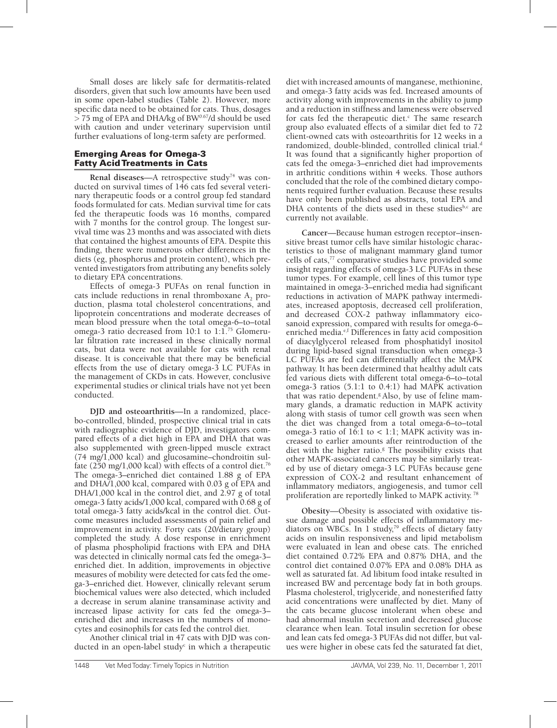Small doses are likely safe for dermatitis-related disorders, given that such low amounts have been used in some open-label studies (Table 2). However, more specific data need to be obtained for cats. Thus, dosages > 75 mg of EPA and DHA/kg of $BW^{0.67}$/d should be used with caution and under veterinary supervision until further evaluations of long-term safety are performed.

## Emerging Areas for Omega-3 Fatty Acid Treatments in Cats

**Renal diseases**—A retrospective study[74] was conducted on survival times of 146 cats fed several veterinary therapeutic foods or a control group fed standard foods formulated for cats. Median survival time for cats fed the therapeutic foods was 16 months, compared with 7 months for the control group. The longest survival time was 23 months and was associated with diets that contained the highest amounts of EPA. Despite this finding, there were numerous other differences in the diets (eg, phosphorus and protein content), which prevented investigators from attributing any benefits solely to dietary EPA concentrations.

Effects of omega-3 PUFAs on renal function in cats include reductions in renal thromboxane $A_2$ production, plasma total cholesterol concentrations, and lipoprotein concentrations and moderate decreases of mean blood pressure when the total omega-6–to–total omega-3 ratio decreased from 10:1 to 1:1.[75] Glomerular filtration rate increased in these clinically normal cats, but data were not available for cats with renal disease. It is conceivable that there may be beneficial effects from the use of dietary omega-3 LC PUFAs in the management of CKDs in cats. However, conclusive experimental studies or clinical trials have not yet been conducted.

**DJD and osteoarthritis**—In a randomized, placebo-controlled, blinded, prospective clinical trial in cats with radiographic evidence of DJD, investigators compared effects of a diet high in EPA and DHA that was also supplemented with green-lipped muscle extract (74 mg/1,000 kcal) and glucosamine–chondroitin sulfate (250 mg/1,000 kcal) with effects of a control diet.[76] The omega-3–enriched diet contained 1.88 g of EPA and DHA/1,000 kcal, compared with 0.03 g of EPA and DHA/1,000 kcal in the control diet, and 2.97 g of total omega-3 fatty acids/1,000 kcal, compared with 0.68 g of total omega-3 fatty acids/kcal in the control diet. Outcome measures included assessments of pain relief and improvement in activity. Forty cats (20/dietary group) completed the study. A dose response in enrichment of plasma phospholipid fractions with EPA and DHA was detected in clinically normal cats fed the omega-3–enriched diet. In addition, improvements in objective measures of mobility were detected for cats fed the omega-3–enriched diet. However, clinically relevant serum biochemical values were also detected, which included a decrease in serum alanine transaminase activity and increased lipase activity for cats fed the omega-3–enriched diet and increases in the numbers of monocytes and eosinophils for cats fed the control diet.

Another clinical trial in 47 cats with DJD was conducted in an open-label study[c] in which a therapeutic diet with increased amounts of manganese, methionine, and omega-3 fatty acids was fed. Increased amounts of activity along with improvements in the ability to jump and a reduction in stiffness and lameness were observed for cats fed the therapeutic diet.[c] The same research group also evaluated effects of a similar diet fed to 72 client-owned cats with osteoarthritis for 12 weeks in a randomized, double-blinded, controlled clinical trial.[d] It was found that a significantly higher proportion of cats fed the omega-3–enriched diet had improvements in arthritic conditions within 4 weeks. Those authors concluded that the role of the combined dietary components required further evaluation. Because these results have only been published as abstracts, total EPA and DHA contents of the diets used in these studies[b,c] are currently not available.

**Cancer**—Because human estrogen receptor–insensitive breast tumor cells have similar histologic characteristics to those of malignant mammary gland tumor cells of cats,[77] comparative studies have provided some insight regarding effects of omega-3 LC PUFAs in these tumor types. For example, cell lines of this tumor type maintained in omega-3–enriched media had significant reductions in activation of MAPK pathway intermediates, increased apoptosis, decreased cell proliferation, and decreased COX-2 pathway inflammatory eicosanoid expression, compared with results for omega-6–enriched media.[e,f] Differences in fatty acid composition of diacylglycerol released from phosphatidyl inositol during lipid-based signal transduction when omega-3 LC PUFAs are fed can differentially affect the MAPK pathway. It has been determined that healthy adult cats fed various diets with different total omega-6–to–total omega-3 ratios (5.1:1 to 0.4:1) had MAPK activation that was ratio dependent.[g] Also, by use of feline mammary glands, a dramatic reduction in MAPK activity along with stasis of tumor cell growth was seen when the diet was changed from a total omega-6–to–total omega-3 ratio of 16:1 to < 1:1; MAPK activity was increased to earlier amounts after reintroduction of the diet with the higher ratio.[g] The possibility exists that other MAPK-associated cancers may be similarly treated by use of dietary omega-3 LC PUFAs because gene expression of COX-2 and resultant enhancement of inflammatory mediators, angiogenesis, and tumor cell proliferation are reportedly linked to MAPK activity.[78]

**Obesity**—Obesity is associated with oxidative tissue damage and possible effects of inflammatory mediators on WBCs. In 1 study,[79] effects of dietary fatty acids on insulin responsiveness and lipid metabolism were evaluated in lean and obese cats. The enriched diet contained 0.72% EPA and 0.87% DHA, and the control diet contained 0.07% EPA and 0.08% DHA as well as saturated fat. Ad libitum food intake resulted in increased BW and percentage body fat in both groups. Plasma cholesterol, triglyceride, and nonesterified fatty acid concentrations were unaffected by diet. Many of the cats became glucose intolerant when obese and had abnormal insulin secretion and decreased glucose clearance when lean. Total insulin secretion for obese and lean cats fed omega-3 PUFAs did not differ, but values were higher in obese cats fed the saturated fat diet,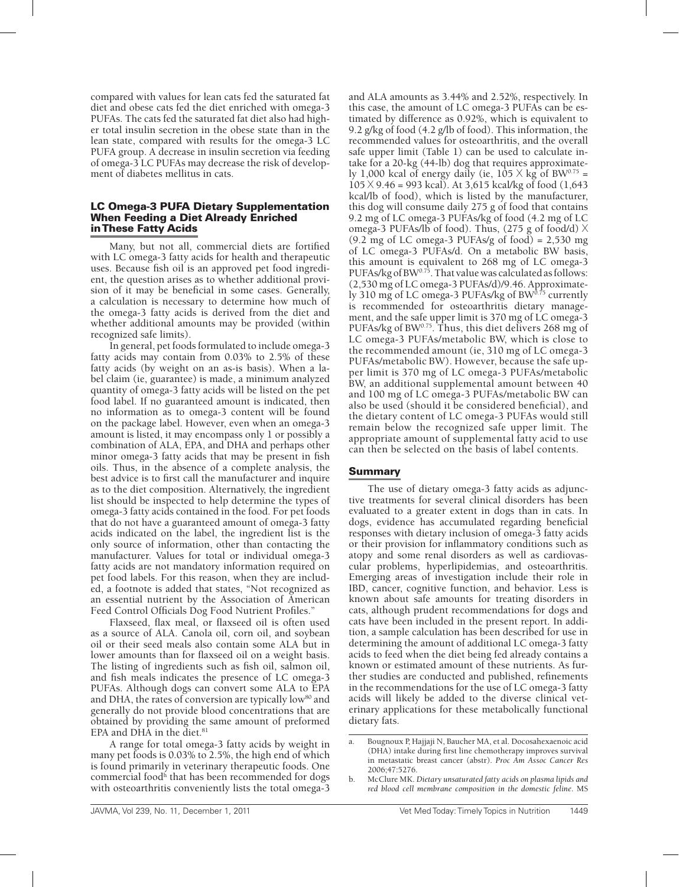compared with values for lean cats fed the saturated fat diet and obese cats fed the diet enriched with omega-3 PUFAs. The cats fed the saturated fat diet also had higher total insulin secretion in the obese state than in the lean state, compared with results for the omega-3 LC PUFA group. A decrease in insulin secretion via feeding of omega-3 LC PUFAs may decrease the risk of development of diabetes mellitus in cats.

## LC Omega-3 PUFA Dietary Supplementation When Feeding a Diet Already Enriched in These Fatty Acids

Many, but not all, commercial diets are fortified with LC omega-3 fatty acids for health and therapeutic uses. Because fish oil is an approved pet food ingredient, the question arises as to whether additional provision of it may be beneficial in some cases. Generally, a calculation is necessary to determine how much of the omega-3 fatty acids is derived from the diet and whether additional amounts may be provided (within recognized safe limits).

In general, pet foods formulated to include omega-3 fatty acids may contain from 0.03% to 2.5% of these fatty acids (by weight on an as-is basis). When a label claim (ie, guarantee) is made, a minimum analyzed quantity of omega-3 fatty acids will be listed on the pet food label. If no guaranteed amount is indicated, then no information as to omega-3 content will be found on the package label. However, even when an omega-3 amount is listed, it may encompass only 1 or possibly a combination of ALA, EPA, and DHA and perhaps other minor omega-3 fatty acids that may be present in fish oils. Thus, in the absence of a complete analysis, the best advice is to first call the manufacturer and inquire as to the diet composition. Alternatively, the ingredient list should be inspected to help determine the types of omega-3 fatty acids contained in the food. For pet foods that do not have a guaranteed amount of omega-3 fatty acids indicated on the label, the ingredient list is the only source of information, other than contacting the manufacturer. Values for total or individual omega-3 fatty acids are not mandatory information required on pet food labels. For this reason, when they are included, a footnote is added that states, "Not recognized as an essential nutrient by the Association of American Feed Control Officials Dog Food Nutrient Profiles."

Flaxseed, flax meal, or flaxseed oil is often used as a source of ALA. Canola oil, corn oil, and soybean oil or their seed meals also contain some ALA but in lower amounts than for flaxseed oil on a weight basis. The listing of ingredients such as fish oil, salmon oil, and fish meals indicates the presence of LC omega-3 PUFAs. Although dogs can convert some ALA to EPA and DHA, the rates of conversion are typically low[80] and generally do not provide blood concentrations that are obtained by providing the same amount of preformed EPA and DHA in the diet.[81]

A range for total omega-3 fatty acids by weight in many pet foods is 0.03% to 2.5%, the high end of which is found primarily in veterinary therapeutic foods. One commercial food[h] that has been recommended for dogs with osteoarthritis conveniently lists the total omega-3 and ALA amounts as 3.44% and 2.52%, respectively. In this case, the amount of LC omega-3 PUFAs can be estimated by difference as 0.92%, which is equivalent to 9.2 g/kg of food (4.2 g/lb of food). This information, the recommended values for osteoarthritis, and the overall safe upper limit (Table 1) can be used to calculate intake for a 20-kg (44-lb) dog that requires approximately 1,000 kcal of energy daily (ie, $105 \times$ kg of $BW^{0.75} = 105 \times 9.46 = 993$ kcal). At 3,615 kcal/kg of food (1,643 kcal/lb of food), which is listed by the manufacturer, this dog will consume daily 275 g of food that contains 9.2 mg of LC omega-3 PUFAs/kg of food (4.2 mg of LC omega-3 PUFAs/lb of food). Thus, (275 g of food/d) $\times$ (9.2 mg of LC omega-3 PUFAs/g of food) = 2,530 mg of LC omega-3 PUFAs/d. On a metabolic BW basis, this amount is equivalent to 268 mg of LC omega-3 PUFAs/kg of $BW^{0.75}$. That value was calculated as follows: (2,530 mg of LC omega-3 PUFAs/d)/9.46. Approximately 310 mg of LC omega-3 PUFAs/kg of $BW^{0.75}$ currently is recommended for osteoarthritis dietary management, and the safe upper limit is 370 mg of LC omega-3 PUFAs/kg of $BW^{0.75}$. Thus, this diet delivers 268 mg of LC omega-3 PUFAs/metabolic BW, which is close to the recommended amount (ie, 310 mg of LC omega-3 PUFAs/metabolic BW). However, because the safe upper limit is 370 mg of LC omega-3 PUFAs/metabolic BW, an additional supplemental amount between 40 and 100 mg of LC omega-3 PUFAs/metabolic BW can also be used (should it be considered beneficial), and the dietary content of LC omega-3 PUFAs would still remain below the recognized safe upper limit. The appropriate amount of supplemental fatty acid to use can then be selected on the basis of label contents.

## Summary

The use of dietary omega-3 fatty acids as adjunctive treatments for several clinical disorders has been evaluated to a greater extent in dogs than in cats. In dogs, evidence has accumulated regarding beneficial responses with dietary inclusion of omega-3 fatty acids or their provision for inflammatory conditions such as atopy and some renal disorders as well as cardiovascular problems, hyperlipidemias, and osteoarthritis. Emerging areas of investigation include their role in IBD, cancer, cognitive function, and behavior. Less is known about safe amounts for treating disorders in cats, although prudent recommendations for dogs and cats have been included in the present report. In addition, a sample calculation has been described for use in determining the amount of additional LC omega-3 fatty acids to feed when the diet being fed already contains a known or estimated amount of these nutrients. As further studies are conducted and published, refinements in the recommendations for the use of LC omega-3 fatty acids will likely be added to the diverse clinical veterinary applications for these metabolically functional dietary fats.

---

a. Bougnoux P, Hajjaji N, Baucher MA, et al. Docosahexaenoic acid (DHA) intake during first line chemotherapy improves survival in metastatic breast cancer (abstr). *Proc Am Assoc Cancer Res* 2006;47:5276.

b. McClure MK. *Dietary unsaturated fatty acids on plasma lipids and red blood cell membrane composition in the domestic feline*. MS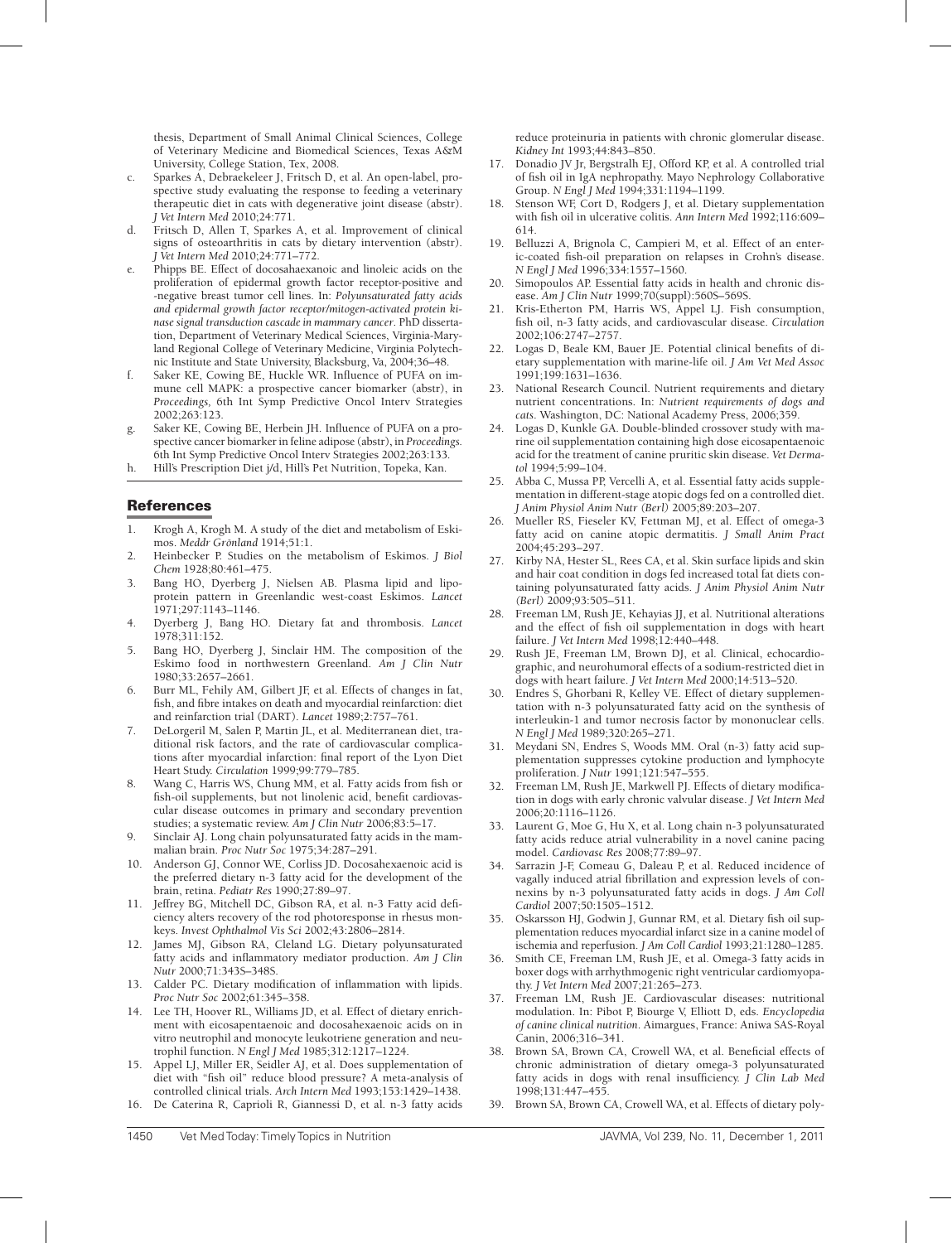thesis, Department of Small Animal Clinical Sciences, College of Veterinary Medicine and Biomedical Sciences, Texas A&M University, College Station, Tex, 2008.

c. Sparkes A, Debraekeleer J, Fritsch D, et al. An open-label, prospective study evaluating the response to feeding a veterinary therapeutic diet in cats with degenerative joint disease (abstr). *J Vet Intern Med* 2010;24:771.

d. Fritsch D, Allen T, Sparkes A, et al. Improvement of clinical signs of osteoarthritis in cats by dietary intervention (abstr). *J Vet Intern Med* 2010;24:771–772.

e. Phipps BE. Effect of docosahaexanoic and linoleic acids on the proliferation of epidermal growth factor receptor-positive and -negative breast tumor cell lines. In: *Polyunsaturated fatty acids and epidermal growth factor receptor/mitogen-activated protein kinase signal transduction cascade in mammary cancer*. PhD dissertation, Department of Veterinary Medical Sciences, Virginia-Maryland Regional College of Veterinary Medicine, Virginia Polytechnic Institute and State University, Blacksburg, Va, 2004;36–48.

f. Saker KE, Cowing BE, Huckle WR. Influence of PUFA on immune cell MAPK: a prospective cancer biomarker (abstr), in *Proceedings*, 6th Int Symp Predictive Oncol Interv Strategies 2002;263:123.

g. Saker KE, Cowing BE, Herbein JH. Influence of PUFA on a prospective cancer biomarker in feline adipose (abstr), in *Proceedings*. 6th Int Symp Predictive Oncol Interv Strategies 2002;263:133.

h. Hill's Prescription Diet j/d, Hill's Pet Nutrition, Topeka, Kan.

## References

1. Krogh A, Krogh M. A study of the diet and metabolism of Eskimos. *Meddr Grönland* 1914;51:1.
2. Heinbecker P. Studies on the metabolism of Eskimos. *J Biol Chem* 1928;80:461–475.
3. Bang HO, Dyerberg J, Nielsen AB. Plasma lipid and lipoprotein pattern in Greenlandic west-coast Eskimos. *Lancet* 1971;297:1143–1146.
4. Dyerberg J, Bang HO. Dietary fat and thrombosis. *Lancet* 1978;311:152.
5. Bang HO, Dyerberg J, Sinclair HM. The composition of the Eskimo food in northwestern Greenland. *Am J Clin Nutr* 1980;33:2657–2661.
6. Burr ML, Fehily AM, Gilbert JF, et al. Effects of changes in fat, fish, and fibre intakes on death and myocardial reinfarction: diet and reinfarction trial (DART). *Lancet* 1989;2:757–761.
7. DeLorgeril M, Salen P, Martin JL, et al. Mediterranean diet, traditional risk factors, and the rate of cardiovascular complications after myocardial infarction: final report of the Lyon Diet Heart Study. *Circulation* 1999;99:779–785.
8. Wang C, Harris WS, Chung MM, et al. Fatty acids from fish or fish-oil supplements, but not linolenic acid, benefit cardiovascular disease outcomes in primary and secondary prevention studies; a systematic review. *Am J Clin Nutr* 2006;83:5–17.
9. Sinclair AJ. Long chain polyunsaturated fatty acids in the mammalian brain. *Proc Nutr Soc* 1975;34:287–291.
10. Anderson GJ, Connor WE, Corliss JD. Docosahexaenoic acid is the preferred dietary n-3 fatty acid for the development of the brain, retina. *Pediatr Res* 1990;27:89–97.
11. Jeffrey BG, Mitchell DC, Gibson RA, et al. n-3 Fatty acid deficiency alters recovery of the rod photoresponse in rhesus monkeys. *Invest Ophthalmol Vis Sci* 2002;43:2806–2814.
12. James MJ, Gibson RA, Cleland LG. Dietary polyunsaturated fatty acids and inflammatory mediator production. *Am J Clin Nutr* 2000;71:343S–348S.
13. Calder PC. Dietary modification of inflammation with lipids. *Proc Nutr Soc* 2002;61:345–358.
14. Lee TH, Hoover RL, Williams JD, et al. Effect of dietary enrichment with eicosapentaenoic and docosahexaenoic acids on in vitro neutrophil and monocyte leukotriene generation and neutrophil function. *N Engl J Med* 1985;312:1217–1224.
15. Appel LJ, Miller ER, Seidler AJ, et al. Does supplementation of diet with "fish oil" reduce blood pressure? A meta-analysis of controlled clinical trials. *Arch Intern Med* 1993;153:1429–1438.
16. De Caterina R, Caprioli R, Giannessi D, et al. n-3 fatty acids reduce proteinuria in patients with chronic glomerular disease. *Kidney Int* 1993;44:843–850.
17. Donadio JV Jr, Bergstralh EJ, Offord KP, et al. A controlled trial of fish oil in IgA nephropathy. Mayo Nephrology Collaborative Group. *N Engl J Med* 1994;331:1194–1199.
18. Stenson WF, Cort D, Rodgers J, et al. Dietary supplementation with fish oil in ulcerative colitis. *Ann Intern Med* 1992;116:609–614.
19. Belluzzi A, Brignola C, Campieri M, et al. Effect of an enteric-coated fish-oil preparation on relapses in Crohn's disease. *N Engl J Med* 1996;334:1557–1560.
20. Simopoulos AP. Essential fatty acids in health and chronic disease. *Am J Clin Nutr* 1999;70(suppl):560S–569S.
21. Kris-Etherton PM, Harris WS, Appel LJ. Fish consumption, fish oil, n-3 fatty acids, and cardiovascular disease. *Circulation* 2002;106:2747–2757.
22. Logas D, Beale KM, Bauer JE. Potential clinical benefits of dietary supplementation with marine-life oil. *J Am Vet Med Assoc* 1991;199:1631–1636.
23. National Research Council. Nutrient requirements and dietary nutrient concentrations. In: *Nutrient requirements of dogs and cats*. Washington, DC: National Academy Press, 2006;359.
24. Logas D, Kunkle GA. Double-blinded crossover study with marine oil supplementation containing high dose eicosapentaenoic acid for the treatment of canine pruritic skin disease. *Vet Dermatol* 1994;5:99–104.
25. Abba C, Mussa PP, Vercelli A, et al. Essential fatty acids supplementation in different-stage atopic dogs fed on a controlled diet. *J Anim Physiol Anim Nutr (Berl)* 2005;89:203–207.
26. Mueller RS, Fieseler KV, Fettman MJ, et al. Effect of omega-3 fatty acid on canine atopic dermatitis. *J Small Anim Pract* 2004;45:293–297.
27. Kirby NA, Hester SL, Rees CA, et al. Skin surface lipids and skin and hair coat condition in dogs fed increased total fat diets containing polyunsaturated fatty acids. *J Anim Physiol Anim Nutr (Berl)* 2009;93:505–511.
28. Freeman LM, Rush JE, Kehayias JJ, et al. Nutritional alterations and the effect of fish oil supplementation in dogs with heart failure. *J Vet Intern Med* 1998;12:440–448.
29. Rush JE, Freeman LM, Brown DJ, et al. Clinical, echocardiographic, and neurohumoral effects of a sodium-restricted diet in dogs with heart failure. *J Vet Intern Med* 2000;14:513–520.
30. Endres S, Ghorbani R, Kelley VE. Effect of dietary supplementation with n-3 polyunsaturated fatty acid on the synthesis of interleukin-1 and tumor necrosis factor by mononuclear cells. *N Engl J Med* 1989;320:265–271.
31. Meydani SN, Endres S, Woods MM. Oral (n-3) fatty acid supplementation suppresses cytokine production and lymphocyte proliferation. *J Nutr* 1991;121:547–555.
32. Freeman LM, Rush JE, Markwell PJ. Effects of dietary modification in dogs with early chronic valvular disease. *J Vet Intern Med* 2006;20:1116–1126.
33. Laurent G, Moe G, Hu X, et al. Long chain n-3 polyunsaturated fatty acids reduce atrial vulnerability in a novel canine pacing model. *Cardiovasc Res* 2008;77:89–97.
34. Sarrazin J-F, Comeau G, Daleau P, et al. Reduced incidence of vagally induced atrial fibrillation and expression levels of connexins by n-3 polyunsaturated fatty acids in dogs. *J Am Coll Cardiol* 2007;50:1505–1512.
35. Oskarsson HJ, Godwin J, Gunnar RM, et al. Dietary fish oil supplementation reduces myocardial infarct size in a canine model of ischemia and reperfusion. *J Am Coll Cardiol* 1993;21:1280–1285.
36. Smith CE, Freeman LM, Rush JE, et al. Omega-3 fatty acids in boxer dogs with arrhythmogenic right ventricular cardiomyopathy. *J Vet Intern Med* 2007;21:265–273.
37. Freeman LM, Rush JE. Cardiovascular diseases: nutritional modulation. In: Pibot P, Biourge V, Elliott D, eds. *Encyclopedia of canine clinical nutrition*. Aimargues, France: Aniwa SAS-Royal Canin, 2006;316–341.
38. Brown SA, Brown CA, Crowell WA, et al. Beneficial effects of chronic administration of dietary omega-3 polyunsaturated fatty acids in dogs with renal insufficiency. *J Clin Lab Med* 1998;131:447–455.
39. Brown SA, Brown CA, Crowell WA, et al. Effects of dietary poly-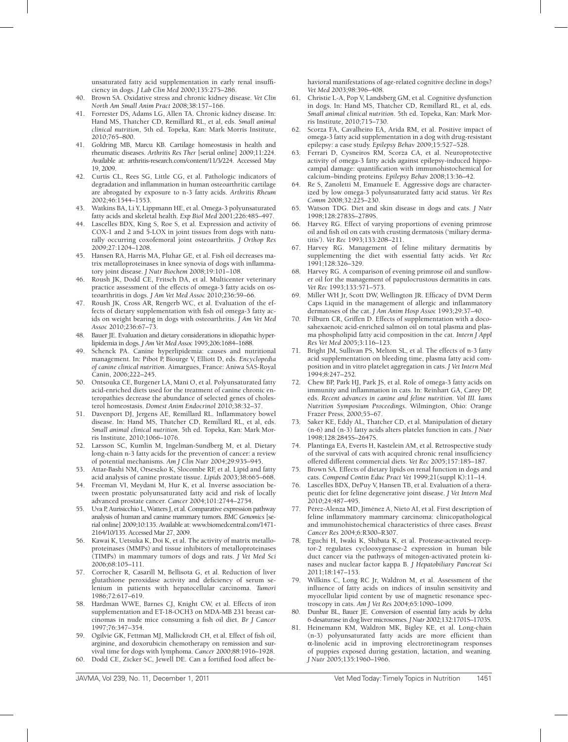unsaturated fatty acid supplementation in early renal insufficiency in dogs. *J Lab Clin Med* 2000;135:275–286.

40. Brown SA. Oxidative stress and chronic kidney disease. *Vet Clin North Am Small Anim Pract* 2008;38:157–166.
41. Forrester DS, Adams LG, Allen TA. Chronic kidney disease. In: Hand MS, Thatcher CD, Remillard RL, et al, eds. *Small animal clinical nutrition*, 5th ed. Topeka, Kan: Mark Morris Institute, 2010;765–800.
41. Goldring MB, Marcu KB. Cartilage homeostasis in health and rheumatic diseases. *Arthritis Res Ther* [serial online] 2009;11:224. Available at: arthritis-research.com/content/11/3/224. Accessed May 19, 2009.
42. Curtis CL, Rees SG, Little CG, et al. Pathologic indicators of degradation and inflammation in human osteoarthritic cartilage are abrogated by exposure to n-3 fatty acids. *Arthritis Rheum* 2002;46:1544–1553.
43. Watkins BA, Li Y, Lippmann HE, et al. Omega-3 polyunsaturated fatty acids and skeletal health. *Exp Biol Med* 2001;226:485–497.
44. Lascelles BDX, King S, Roe S, et al. Expression and activity of COX-1 and 2 and 5-LOX in joint tissues from dogs with naturally occurring coxofemoral joint osteoarthritis. *J Orthop Res* 2009;27:1204–1208.
45. Hansen RA, Harris MA, Pluhar GE, et al. Fish oil decreases matrix metalloproteinases in knee synovia of dogs with inflammatory joint disease. *J Nutr Biochem* 2008;19:101–108.
46. Roush JK, Dodd CE, Fritsch DA, et al. Multicenter veterinary practice assessment of the effects of omega-3 fatty acids on osteoarthritis in dogs. *J Am Vet Med Assoc* 2010;236:59–66.
47. Roush JK, Cross AR, Rengerb WC, et al. Evaluation of the effects of dietary supplementation with fish oil omega-3 fatty acids on weight bearing in dogs with osteoarthritis. *J Am Vet Med Assoc* 2010;236:67–73.
48. Bauer JE. Evaluation and dietary considerations in idiopathic hyperlipidemia in dogs. *J Am Vet Med Assoc* 1995;206:1684–1688.
49. Schenck PA. Canine hyperlipidemia: causes and nutritional management. In: Pibot P, Biourge V, Elliott D, eds. *Encyclopedia of canine clinical nutrition*. Aimargues, France: Aniwa SAS-Royal Canin, 2006;222–245.
50. Ontsouka CE, Burgener LA, Mani O, et al. Polyunsaturated fatty acid-enriched diets used for the treatment of canine chronic enteropathies decrease the abundance of selected genes of cholesterol homeostasis. *Domest Anim Endocrinol* 2010;38:32–37.
51. Davenport DJ, Jergens AE, Remillard RL. Inflammatory bowel disease. In: Hand MS, Thatcher CD, Remillard RL, et al, eds. *Small animal clinical nutrition*. 5th ed. Topeka, Kan: Mark Morris Institute, 2010;1066–1076.
52. Larsson SC, Kumlin M, Ingelman-Sundberg M, et al. Dietary long-chain n-3 fatty acids for the prevention of cancer: a review of potential mechanisms. *Am J Clin Nutr* 2004;29:935–945.
53. Attar-Bashi NM, Orseszko K, Slocombe RF, et al. Lipid and fatty acid analysis of canine prostate tissue. *Lipids* 2003;38:665–668.
54. Freeman VI, Meydani M, Hur K, et al. Inverse association between prostatic polyunsaturated fatty acid and risk of locally advanced prostate cancer. *Cancer* 2004;101:2744–2754.
55. Uva P, Aurisicchio L, Watters J, et al. Comparative expression pathway analysis of human and canine mammary tumors. *BMC Genomics* [serial online] 2009;10:135. Available at: www.biomedcentral.com/1471-2164/10/135. Accessed Mar 27, 2009.
56. Kawai K, Uetsuka K, Doi K, et al. The activity of matrix metalloproteinases (MMPs) and tissue inhibitors of metalloproteinases (TIMPs) in mammary tumors of dogs and rats. *J Vet Med Sci* 2006;68:105–111.
57. Corrocher R, Casarill M, Bellisota G, et al. Reduction of liver glutathione peroxidase activity and deficiency of serum selenium in patients with hepatocellular carcinoma. *Tumori* 1986;72:617–619.
58. Hardman WWE, Barnes CJ, Knight CW, et al. Effects of iron supplementation and ET-18-OCH3 on MDA-MB 231 breast carcinomas in nude mice consuming a fish oil diet. *Br J Cancer* 1997;76:347–354.
59. Ogilvie GK, Fettman MJ, Mallickrodt CH, et al. Effect of fish oil, arginine, and doxorubicin chemotherapy on remission and survival time for dogs with lymphoma. *Cancer* 2000;88:1916–1928.
60. Dodd CE, Zicker SC, Jewell DE. Can a fortified food affect behavioral manifestations of age-related cognitive decline in dogs? *Vet Med* 2003;98:396–408.
61. Christie L-A, Pop V, Landsberg GM, et al. Cognitive dysfunction in dogs. In: Hand MS, Thatcher CD, Remillard RL, et al, eds. *Small animal clinical nutrition*. 5th ed. Topeka, Kan: Mark Morris Institute, 2010;715–730.
62. Scorza FA, Cavalheiro EA, Arida RM, et al. Positive impact of omega-3 fatty acid supplementation in a dog with drug-resistant epilepsy: a case study. *Epilepsy Behav* 2009;15:527–528.
63. Ferrari D, Cysneiros RM, Scorza CA, et al. Neuroprotective activity of omega-3 fatty acids against epilepsy-induced hippocampal damage: quantification with immunohistochemical for calcium–binding proteins. *Epilepsy Behav* 2008;13:36–42.
64. Re S, Zanoletti M, Emanuele E. Aggressive dogs are characterized by low omega-3 polyunsaturated fatty acid status. *Vet Res Comm* 2008;32:225–230.
65. Watson TDG. Diet and skin disease in dogs and cats. *J Nutr* 1998;128:2783S–2789S.
66. Harvey RG. Effect of varying proportions of evening primrose oil and fish oil on cats with crusting dermatosis ('miliary dermatitis'). *Vet Rec* 1993;133:208–211.
67. Harvey RG. Management of feline military dermatitis by supplementing the diet with essential fatty acids. *Vet Rec* 1991;128:326–329.
68. Harvey RG. A comparison of evening primrose oil and sunflower oil for the management of papulocrustous dermatitis in cats. *Vet Rec* 1993;133:571–573.
69. Miller WH Jr, Scott DW, Wellington JR. Efficacy of DVM Derm Caps Liquid in the management of allergic and inflammatory dermatoses of the cat. *J Am Anim Hosp Assoc* 1993;29:37–40.
70. Filburn CR, Griffen D. Effects of supplementation with a docosahexaenoic acid-enriched salmon oil on total plasma and plasma phospholipid fatty acid composition in the cat. *Intern J Appl Res Vet Med* 2005;3:116–123.
71. Bright JM, Sullivan PS, Melton SL, et al. The effects of n-3 fatty acid supplementation on bleeding time, plasma fatty acid composition and in vitro platelet aggregation in cats. *J Vet Intern Med* 1994;8:247–252.
72. Chew BP, Park HJ, Park JS, et al. Role of omega-3 fatty acids on immunity and inflammation in cats. In: Reinhart GA, Carey DP, eds. *Recent advances in canine and feline nutrition. Vol III. Iams Nutrition Symposium Proceedings*. Wilmington, Ohio: Orange Frazer Press, 2000;55–67.
73. Saker KE, Eddy AL, Thatcher CD, et al. Manipulation of dietary (n-6) and (n-3) fatty acids alters platelet function in cats. *J Nutr* 1998;128:2845S–2647S.
74. Plantinga EA, Everts H, Kastelein AM, et al. Retrospective study of the survival of cats with acquired chronic renal insufficiency offered different commercial diets. *Vet Rec* 2005;157:185–187.
75. Brown SA. Effects of dietary lipids on renal function in dogs and cats. *Compend Contin Educ Pract Vet* 1999;21(suppl K):11–14.
76. Lascelles BDX, DePuy V, Hansen TB, et al. Evaluation of a therapeutic diet for feline degenerative joint disease. *J Vet Intern Med* 2010;24:487–495.
77. Pérez-Alenza MD, Jiménez A, Nieto AI, et al. First description of feline inflammatory mammary carcinoma: clinicopathological and immunohistochemical characteristics of three cases. *Breast Cancer Res* 2004;6:R300–R307.
78. Eguchi H, Iwaki K, Shibata K, et al. Protease-activated receptor-2 regulates cyclooxygenase-2 expression in human bile duct cancer via the pathways of mitogen-activated protein kinases and nuclear factor kappa B. *J Hepatobiliary Pancreat Sci* 2011;18:147–153.
79. Wilkins C, Long RC Jr, Waldron M, et al. Assessment of the influence of fatty acids on indices of insulin sensitivity and myocellular lipid content by use of magnetic resonance spectroscopy in cats. *Am J Vet Res* 2004;65:1090–1099.
80. Dunbar BL, Bauer JE. Conversion of essential fatty acids by delta 6-desaturase in dog liver microsomes. *J Nutr* 2002;132:1701S–1703S.
81. Heinemann KM, Waldron MK, Bigley KE, et al. Long-chain (n-3) polyunsaturated fatty acids are more efficient than α-linolenic acid in improving electroretinogram responses of puppies exposed during gestation, lactation, and weaning. *J Nutr* 2005;135:1960–1966.